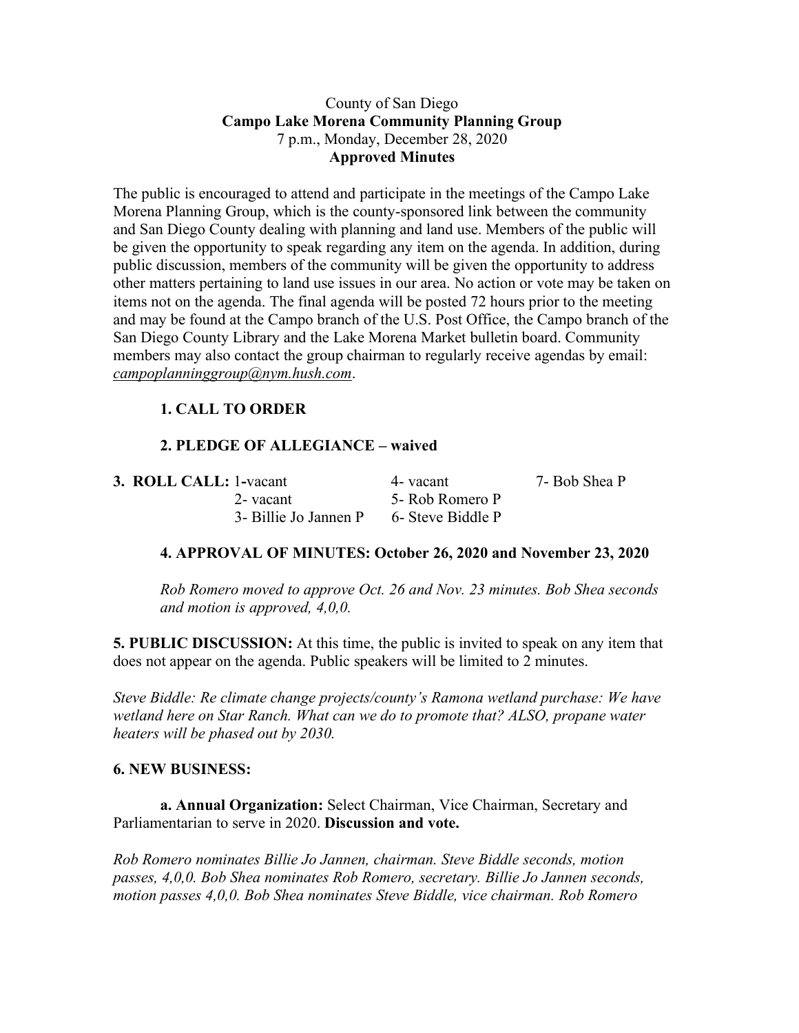County of San Diego
**Campo Lake Morena Community Planning Group**
7 p.m., Monday, December 28, 2020
**Approved Minutes**

The public is encouraged to attend and participate in the meetings of the Campo Lake Morena Planning Group, which is the county-sponsored link between the community and San Diego County dealing with planning and land use. Members of the public will be given the opportunity to speak regarding any item on the agenda. In addition, during public discussion, members of the community will be given the opportunity to address other matters pertaining to land use issues in our area. No action or vote may be taken on items not on the agenda. The final agenda will be posted 72 hours prior to the meeting and may be found at the Campo branch of the U.S. Post Office, the Campo branch of the San Diego County Library and the Lake Morena Market bulletin board. Community members may also contact the group chairman to regularly receive agendas by email: *campoplanninggroup@nym.hush.com*.

**1. CALL TO ORDER**

**2. PLEDGE OF ALLEGIANCE – waived**

**3. ROLL CALL:** 1-vacant, 2- vacant, 3- Billie Jo Jannen P, 4- vacant, 5- Rob Romero P, 6- Steve Biddle P, 7- Bob Shea P

**4. APPROVAL OF MINUTES: October 26, 2020 and November 23, 2020**

*Rob Romero moved to approve Oct. 26 and Nov. 23 minutes. Bob Shea seconds and motion is approved, 4,0,0.*

**5. PUBLIC DISCUSSION:** At this time, the public is invited to speak on any item that does not appear on the agenda. Public speakers will be limited to 2 minutes.

*Steve Biddle: Re climate change projects/county's Ramona wetland purchase: We have wetland here on Star Ranch. What can we do to promote that? ALSO, propane water heaters will be phased out by 2030.*

**6. NEW BUSINESS:**

**a. Annual Organization:** Select Chairman, Vice Chairman, Secretary and Parliamentarian to serve in 2020. **Discussion and vote.**

*Rob Romero nominates Billie Jo Jannen, chairman. Steve Biddle seconds, motion passes, 4,0,0. Bob Shea nominates Rob Romero, secretary. Billie Jo Jannen seconds, motion passes 4,0,0. Bob Shea nominates Steve Biddle, vice chairman. Rob Romero*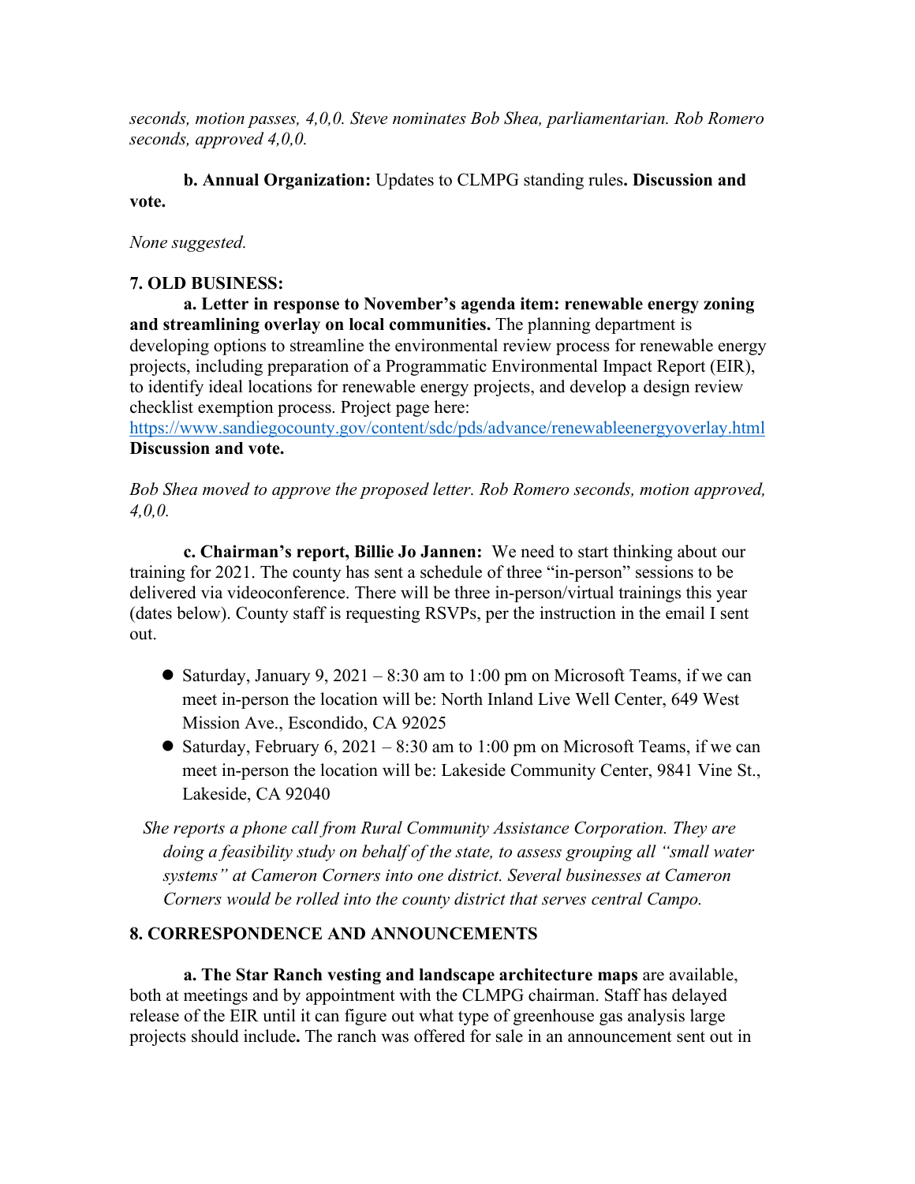*seconds, motion passes, 4,0,0. Steve nominates Bob Shea, parliamentarian. Rob Romero seconds, approved 4,0,0.*

**b. Annual Organization:** Updates to CLMPG standing rules**. Discussion and vote.**

*None suggested.*

**7. OLD BUSINESS:**

**a. Letter in response to November's agenda item: renewable energy zoning and streamlining overlay on local communities.** The planning department is developing options to streamline the environmental review process for renewable energy projects, including preparation of a Programmatic Environmental Impact Report (EIR), to identify ideal locations for renewable energy projects, and develop a design review checklist exemption process. Project page here: https://www.sandiegocounty.gov/content/sdc/pds/advance/renewableenergyoverlay.html **Discussion and vote.**

*Bob Shea moved to approve the proposed letter. Rob Romero seconds, motion approved, 4,0,0.*

**c. Chairman's report, Billie Jo Jannen:** We need to start thinking about our training for 2021. The county has sent a schedule of three "in-person" sessions to be delivered via videoconference. There will be three in-person/virtual trainings this year (dates below). County staff is requesting RSVPs, per the instruction in the email I sent out.

- Saturday, January 9, 2021 – 8:30 am to 1:00 pm on Microsoft Teams, if we can meet in-person the location will be: North Inland Live Well Center, 649 West Mission Ave., Escondido, CA 92025
- Saturday, February 6, 2021 – 8:30 am to 1:00 pm on Microsoft Teams, if we can meet in-person the location will be: Lakeside Community Center, 9841 Vine St., Lakeside, CA 92040

*She reports a phone call from Rural Community Assistance Corporation. They are doing a feasibility study on behalf of the state, to assess grouping all "small water systems" at Cameron Corners into one district. Several businesses at Cameron Corners would be rolled into the county district that serves central Campo.*

**8. CORRESPONDENCE AND ANNOUNCEMENTS**

**a. The Star Ranch vesting and landscape architecture maps** are available, both at meetings and by appointment with the CLMPG chairman. Staff has delayed release of the EIR until it can figure out what type of greenhouse gas analysis large projects should include**.** The ranch was offered for sale in an announcement sent out in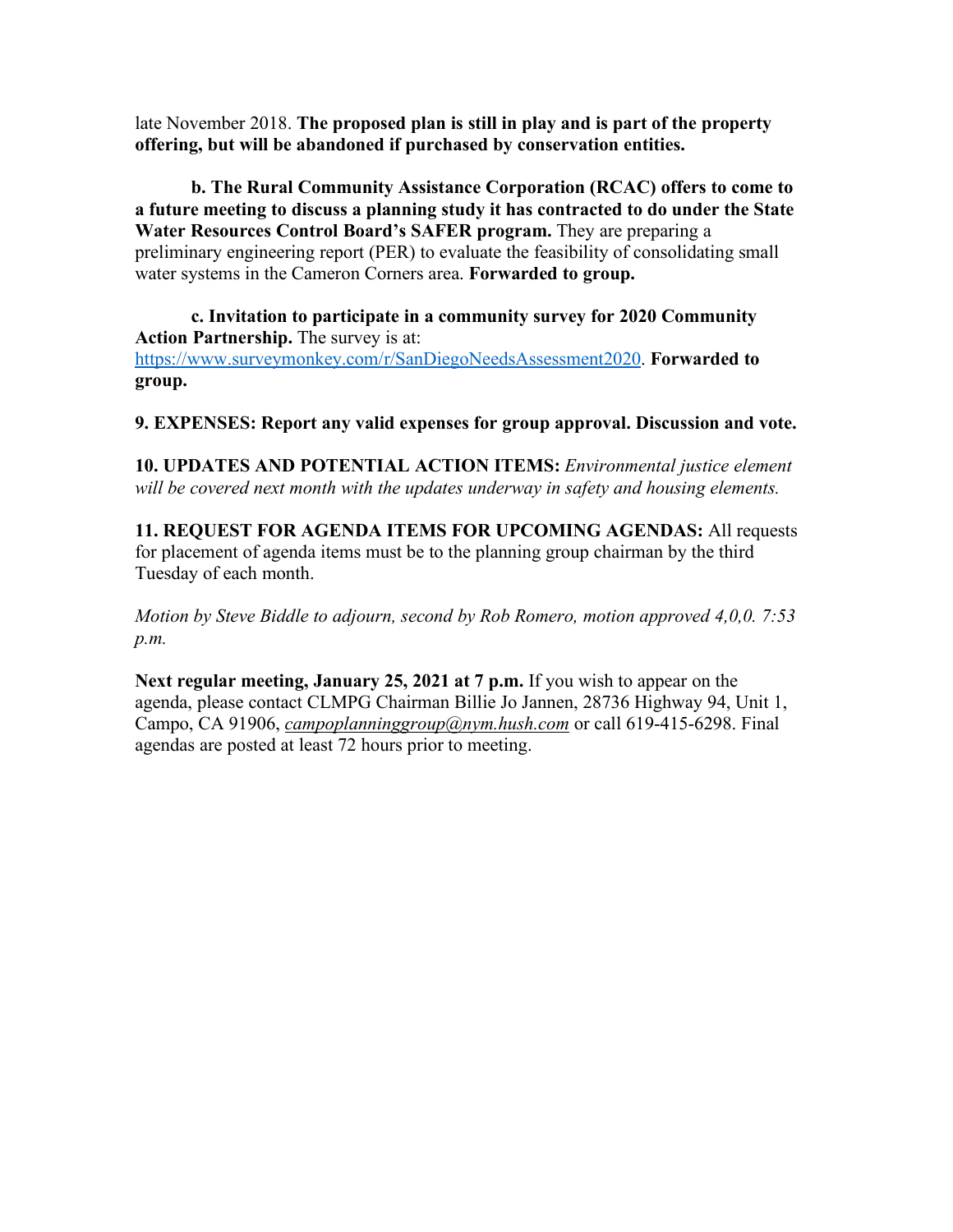late November 2018. **The proposed plan is still in play and is part of the property offering, but will be abandoned if purchased by conservation entities.**

**b. The Rural Community Assistance Corporation (RCAC) offers to come to a future meeting to discuss a planning study it has contracted to do under the State Water Resources Control Board's SAFER program.** They are preparing a preliminary engineering report (PER) to evaluate the feasibility of consolidating small water systems in the Cameron Corners area. **Forwarded to group.**

**c. Invitation to participate in a community survey for 2020 Community Action Partnership.** The survey is at: https://www.surveymonkey.com/r/SanDiegoNeedsAssessment2020. **Forwarded to group.**

**9. EXPENSES: Report any valid expenses for group approval. Discussion and vote.**

**10. UPDATES AND POTENTIAL ACTION ITEMS:** *Environmental justice element will be covered next month with the updates underway in safety and housing elements.*

**11. REQUEST FOR AGENDA ITEMS FOR UPCOMING AGENDAS:** All requests for placement of agenda items must be to the planning group chairman by the third Tuesday of each month.

*Motion by Steve Biddle to adjourn, second by Rob Romero, motion approved 4,0,0. 7:53 p.m.*

**Next regular meeting, January 25, 2021 at 7 p.m.** If you wish to appear on the agenda, please contact CLMPG Chairman Billie Jo Jannen, 28736 Highway 94, Unit 1, Campo, CA 91906, *campoplanninggroup@nym.hush.com* or call 619-415-6298. Final agendas are posted at least 72 hours prior to meeting.